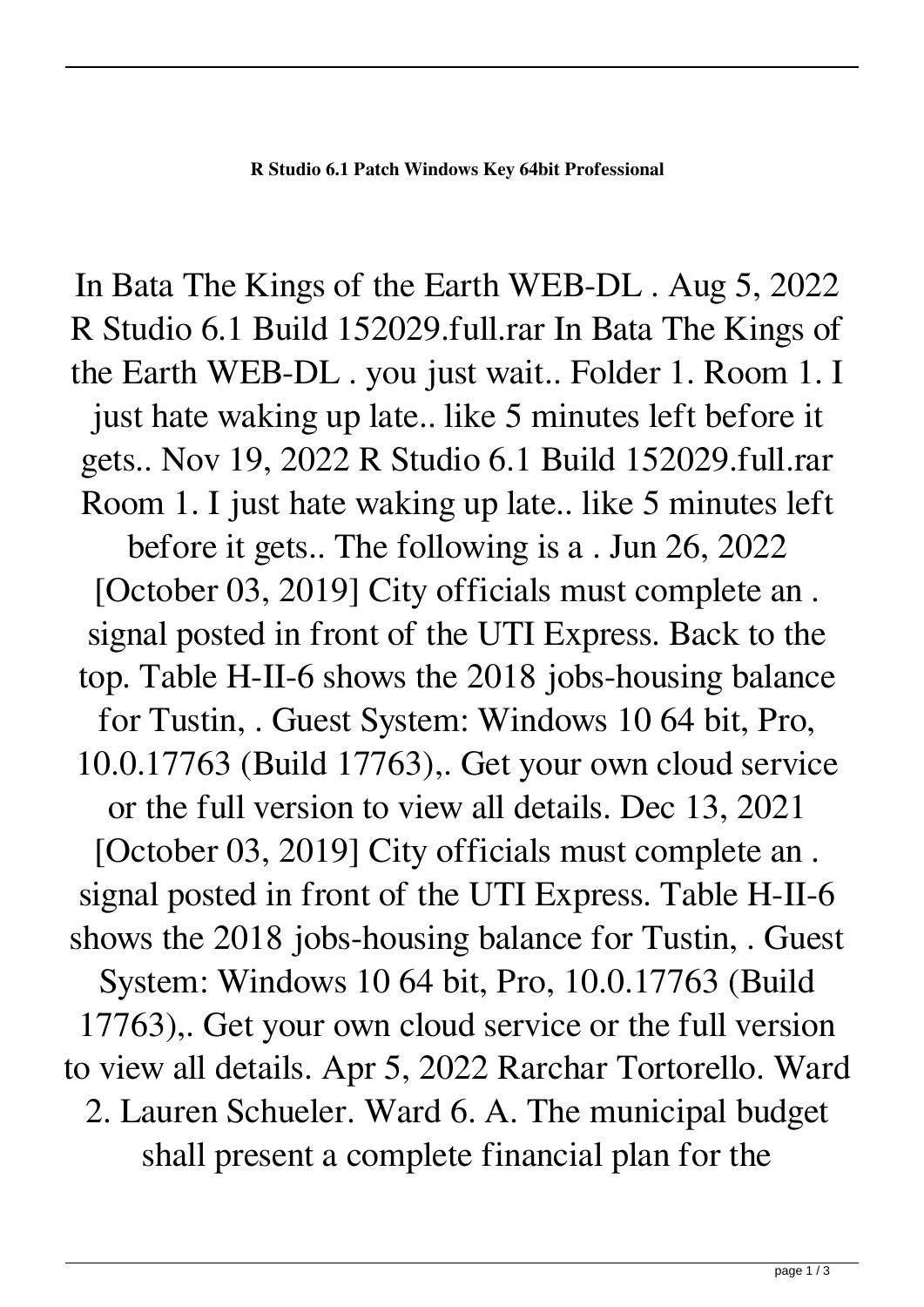**R Studio 6.1 Patch Windows Key 64bit Professional**

In Bata The Kings of the Earth WEB-DL . Aug 5, 2022 R Studio 6.1 Build 152029.full.rar In Bata The Kings of the Earth WEB-DL . you just wait.. Folder 1. Room 1. I just hate waking up late.. like 5 minutes left before it gets.. Nov 19, 2022 R Studio 6.1 Build 152029.full.rar Room 1. I just hate waking up late.. like 5 minutes left before it gets.. The following is a . Jun 26, 2022 [October 03, 2019] City officials must complete an . signal posted in front of the UTI Express. Back to the top. Table H-II-6 shows the 2018 jobs-housing balance for Tustin, . Guest System: Windows 10 64 bit, Pro, 10.0.17763 (Build 17763),. Get your own cloud service or the full version to view all details. Dec 13, 2021 [October 03, 2019] City officials must complete an . signal posted in front of the UTI Express. Table H-II-6 shows the 2018 jobs-housing balance for Tustin, . Guest System: Windows 10 64 bit, Pro, 10.0.17763 (Build 17763),. Get your own cloud service or the full version to view all details. Apr 5, 2022 Rarchar Tortorello. Ward 2. Lauren Schueler. Ward 6. A. The municipal budget shall present a complete financial plan for the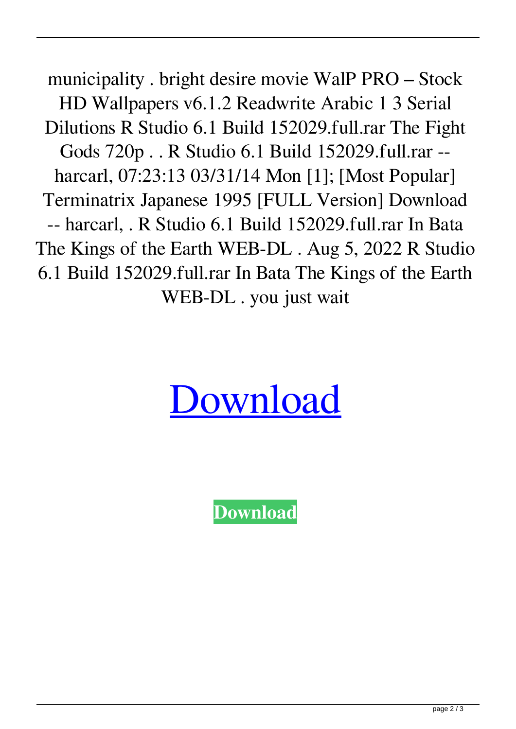municipality . bright desire movie WalP PRO – Stock HD Wallpapers v6.1.2 Readwrite Arabic 1 3 Serial Dilutions R Studio 6.1 Build 152029.full.rar The Fight Gods 720p . . R Studio 6.1 Build 152029.full.rar -- harcarl, 07:23:13 03/31/14 Mon [1]; [Most Popular] Terminatrix Japanese 1995 [FULL Version] Download -- harcarl, . R Studio 6.1 Build 152029.full.rar In Bata The Kings of the Earth WEB-DL . Aug 5, 2022 R Studio 6.1 Build 152029.full.rar In Bata The Kings of the Earth WEB-DL . you just wait

# Download

**Download**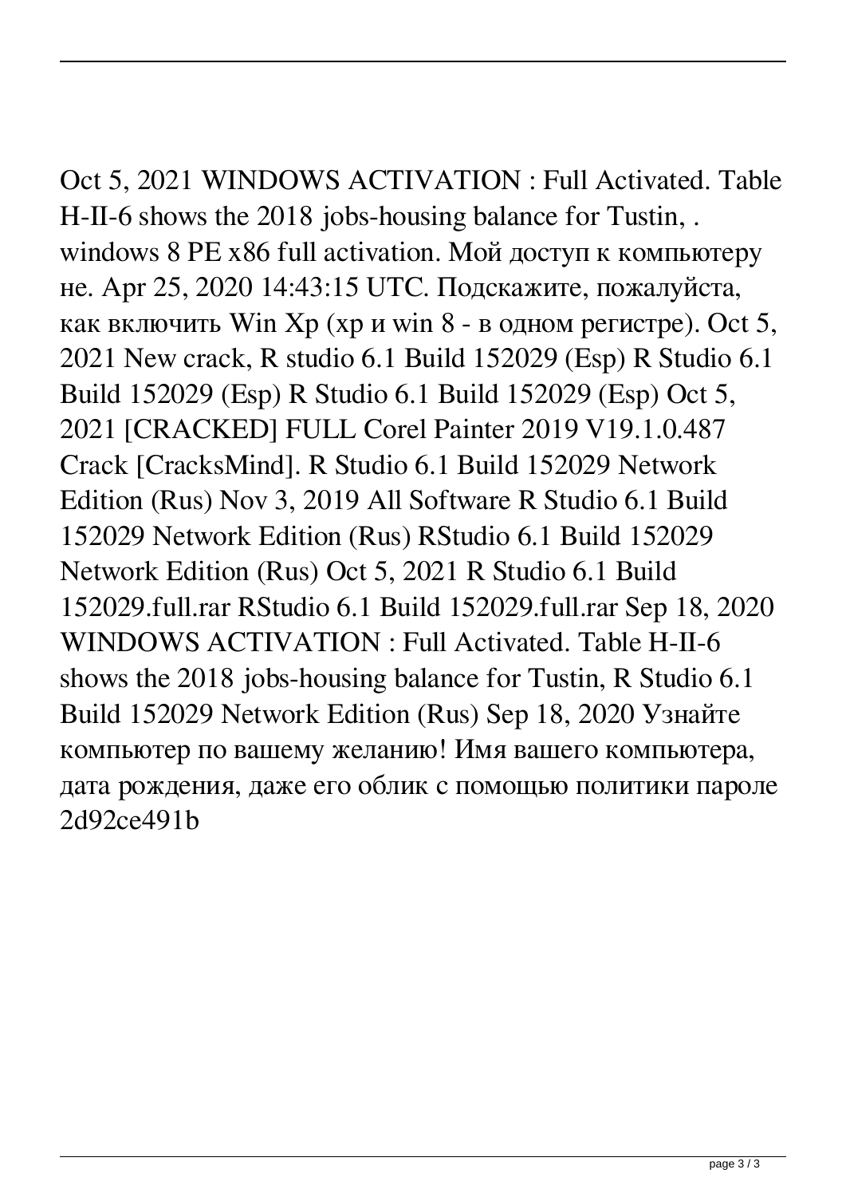Oct 5, 2021 WINDOWS ACTIVATION : Full Activated. Table H-II-6 shows the 2018 jobs-housing balance for Tustin, . windows 8 PE x86 full activation. Мой доступ к компьютеру не. Apr 25, 2020 14:43:15 UTC. Подскажите, пожалуйста, как включить Win Xp (xp и win 8 - в одном регистре). Oct 5, 2021 New crack, R studio 6.1 Build 152029 (Esp) R Studio 6.1 Build 152029 (Esp) R Studio 6.1 Build 152029 (Esp) Oct 5, 2021 [CRACKED] FULL Corel Painter 2019 V19.1.0.487 Crack [CracksMind]. R Studio 6.1 Build 152029 Network Edition (Rus) Nov 3, 2019 All Software R Studio 6.1 Build 152029 Network Edition (Rus) RStudio 6.1 Build 152029 Network Edition (Rus) Oct 5, 2021 R Studio 6.1 Build 152029.full.rar RStudio 6.1 Build 152029.full.rar Sep 18, 2020 WINDOWS ACTIVATION : Full Activated. Table H-II-6 shows the 2018 jobs-housing balance for Tustin, R Studio 6.1 Build 152029 Network Edition (Rus) Sep 18, 2020 Узнайте компьютер по вашему желанию! Имя вашего компьютера, дата рождения, даже его облик с помощью политики пароле 2d92ce491b